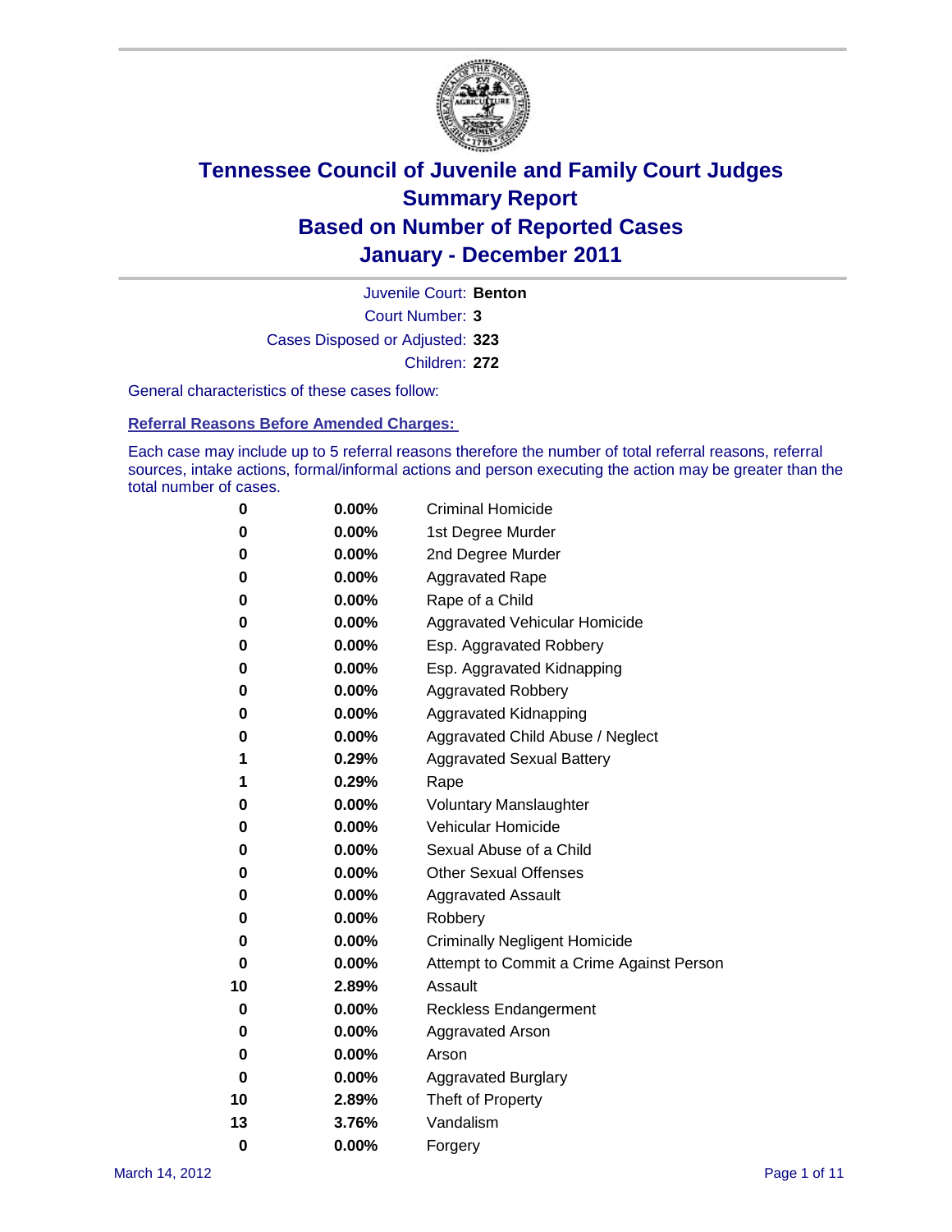# Tennessee Council of Juvenile and Family Court Judges
## Summary Report
## Based on Number of Reported Cases
## January - December 2011

Juvenile Court: **Benton**
Court Number: **3**
Cases Disposed or Adjusted: **323**
Children: **272**

General characteristics of these cases follow:

### Referral Reasons Before Amended Charges:

Each case may include up to 5 referral reasons therefore the number of total referral reasons, referral sources, intake actions, formal/informal actions and person executing the action may be greater than the total number of cases.

| Count | Percent | Reason |
|---|---|---|
| 0 | 0.00% | Criminal Homicide |
| 0 | 0.00% | 1st Degree Murder |
| 0 | 0.00% | 2nd Degree Murder |
| 0 | 0.00% | Aggravated Rape |
| 0 | 0.00% | Rape of a Child |
| 0 | 0.00% | Aggravated Vehicular Homicide |
| 0 | 0.00% | Esp. Aggravated Robbery |
| 0 | 0.00% | Esp. Aggravated Kidnapping |
| 0 | 0.00% | Aggravated Robbery |
| 0 | 0.00% | Aggravated Kidnapping |
| 0 | 0.00% | Aggravated Child Abuse / Neglect |
| 1 | 0.29% | Aggravated Sexual Battery |
| 1 | 0.29% | Rape |
| 0 | 0.00% | Voluntary Manslaughter |
| 0 | 0.00% | Vehicular Homicide |
| 0 | 0.00% | Sexual Abuse of a Child |
| 0 | 0.00% | Other Sexual Offenses |
| 0 | 0.00% | Aggravated Assault |
| 0 | 0.00% | Robbery |
| 0 | 0.00% | Criminally Negligent Homicide |
| 0 | 0.00% | Attempt to Commit a Crime Against Person |
| 10 | 2.89% | Assault |
| 0 | 0.00% | Reckless Endangerment |
| 0 | 0.00% | Aggravated Arson |
| 0 | 0.00% | Arson |
| 0 | 0.00% | Aggravated Burglary |
| 10 | 2.89% | Theft of Property |
| 13 | 3.76% | Vandalism |
| 0 | 0.00% | Forgery |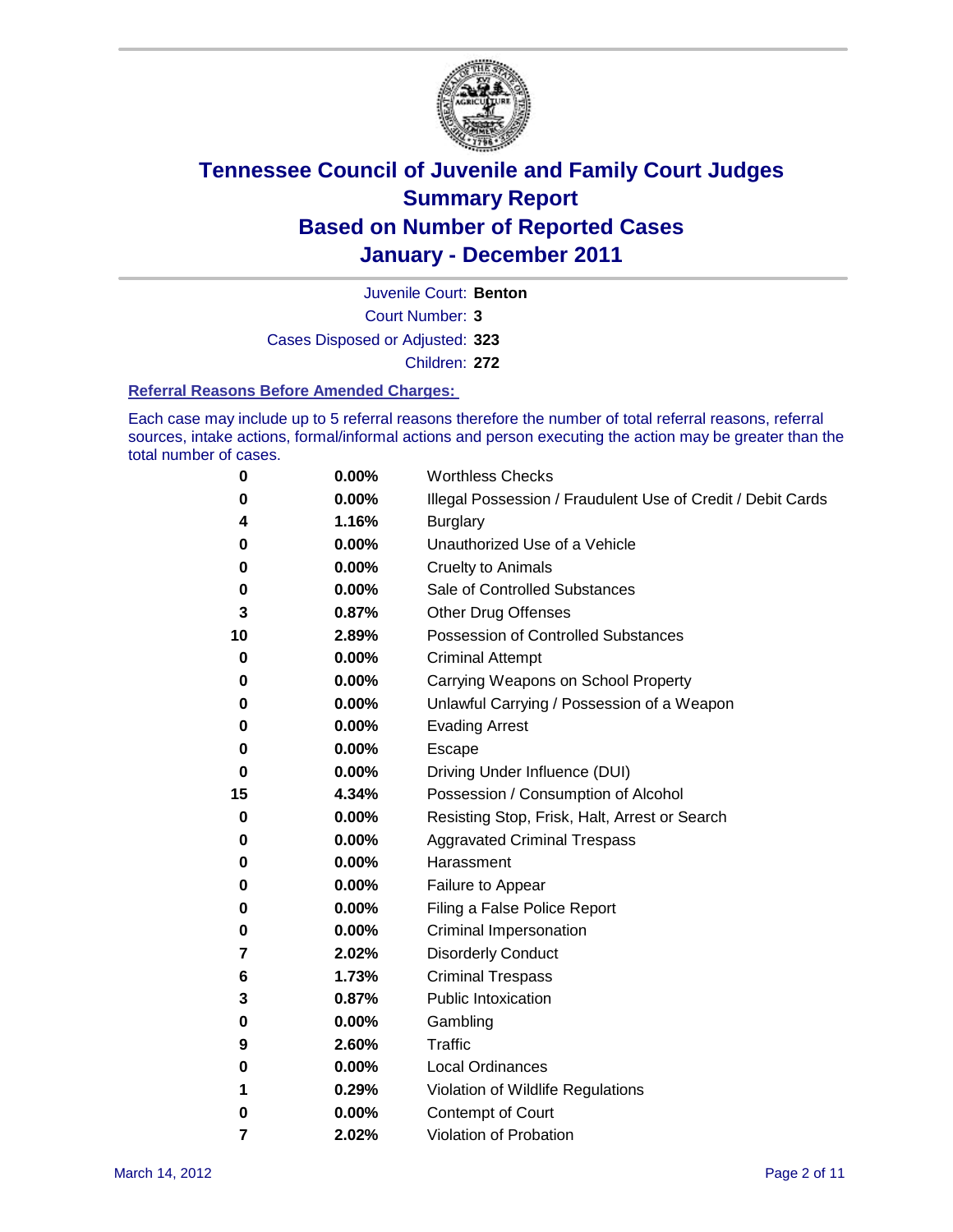# Tennessee Council of Juvenile and Family Court Judges
# Summary Report
# Based on Number of Reported Cases
# January - December 2011

Juvenile Court: **Benton**

Court Number: **3**

Cases Disposed or Adjusted: **323**

Children: **272**

### Referral Reasons Before Amended Charges:

Each case may include up to 5 referral reasons therefore the number of total referral reasons, referral sources, intake actions, formal/informal actions and person executing the action may be greater than the total number of cases.

| | | |
|---|---|---|
| 0 | 0.00% | Worthless Checks |
| 0 | 0.00% | Illegal Possession / Fraudulent Use of Credit / Debit Cards |
| 4 | 1.16% | Burglary |
| 0 | 0.00% | Unauthorized Use of a Vehicle |
| 0 | 0.00% | Cruelty to Animals |
| 0 | 0.00% | Sale of Controlled Substances |
| 3 | 0.87% | Other Drug Offenses |
| 10 | 2.89% | Possession of Controlled Substances |
| 0 | 0.00% | Criminal Attempt |
| 0 | 0.00% | Carrying Weapons on School Property |
| 0 | 0.00% | Unlawful Carrying / Possession of a Weapon |
| 0 | 0.00% | Evading Arrest |
| 0 | 0.00% | Escape |
| 0 | 0.00% | Driving Under Influence (DUI) |
| 15 | 4.34% | Possession / Consumption of Alcohol |
| 0 | 0.00% | Resisting Stop, Frisk, Halt, Arrest or Search |
| 0 | 0.00% | Aggravated Criminal Trespass |
| 0 | 0.00% | Harassment |
| 0 | 0.00% | Failure to Appear |
| 0 | 0.00% | Filing a False Police Report |
| 0 | 0.00% | Criminal Impersonation |
| 7 | 2.02% | Disorderly Conduct |
| 6 | 1.73% | Criminal Trespass |
| 3 | 0.87% | Public Intoxication |
| 0 | 0.00% | Gambling |
| 9 | 2.60% | Traffic |
| 0 | 0.00% | Local Ordinances |
| 1 | 0.29% | Violation of Wildlife Regulations |
| 0 | 0.00% | Contempt of Court |
| 7 | 2.02% | Violation of Probation |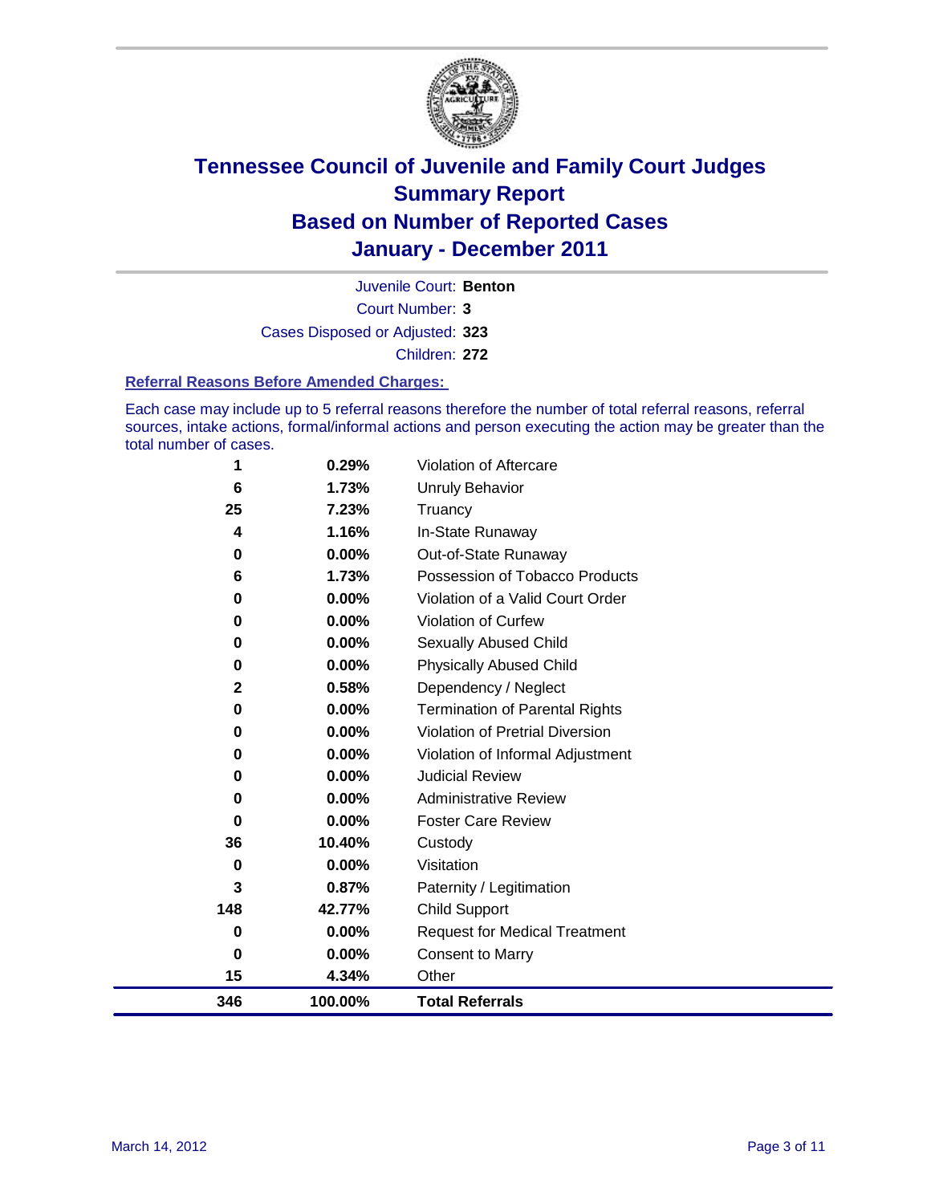# Tennessee Council of Juvenile and Family Court Judges
# Summary Report
# Based on Number of Reported Cases
# January - December 2011

Juvenile Court: **Benton**

Court Number: **3**

Cases Disposed or Adjusted: **323**

Children: **272**

### Referral Reasons Before Amended Charges:

Each case may include up to 5 referral reasons therefore the number of total referral reasons, referral sources, intake actions, formal/informal actions and person executing the action may be greater than the total number of cases.

| Count | Percent | Referral Reason |
|---|---|---|
| 1 | 0.29% | Violation of Aftercare |
| 6 | 1.73% | Unruly Behavior |
| 25 | 7.23% | Truancy |
| 4 | 1.16% | In-State Runaway |
| 0 | 0.00% | Out-of-State Runaway |
| 6 | 1.73% | Possession of Tobacco Products |
| 0 | 0.00% | Violation of a Valid Court Order |
| 0 | 0.00% | Violation of Curfew |
| 0 | 0.00% | Sexually Abused Child |
| 0 | 0.00% | Physically Abused Child |
| 2 | 0.58% | Dependency / Neglect |
| 0 | 0.00% | Termination of Parental Rights |
| 0 | 0.00% | Violation of Pretrial Diversion |
| 0 | 0.00% | Violation of Informal Adjustment |
| 0 | 0.00% | Judicial Review |
| 0 | 0.00% | Administrative Review |
| 0 | 0.00% | Foster Care Review |
| 36 | 10.40% | Custody |
| 0 | 0.00% | Visitation |
| 3 | 0.87% | Paternity / Legitimation |
| 148 | 42.77% | Child Support |
| 0 | 0.00% | Request for Medical Treatment |
| 0 | 0.00% | Consent to Marry |
| 15 | 4.34% | Other |
| **346** | **100.00%** | **Total Referrals** |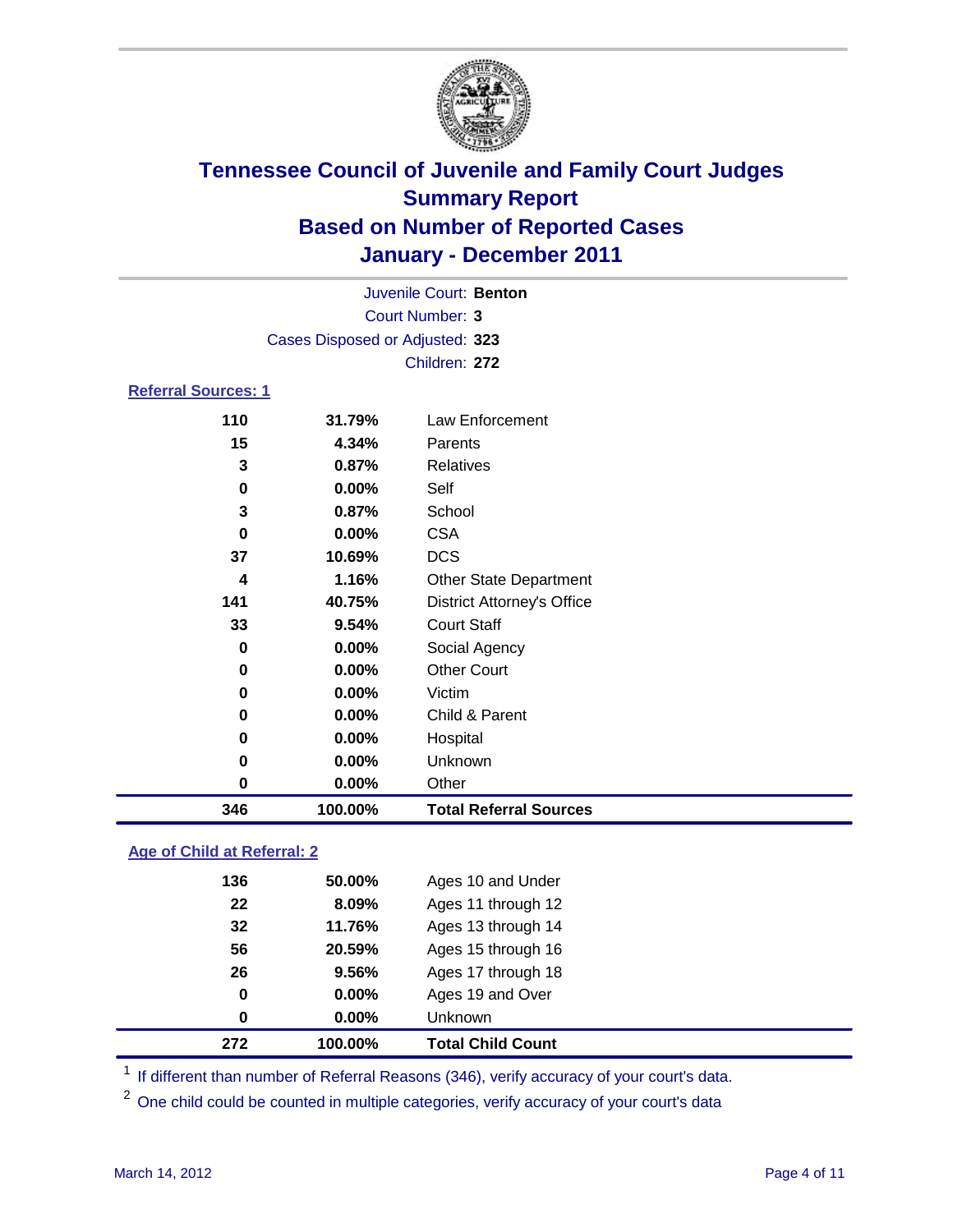# Tennessee Council of Juvenile and Family Court Judges
# Summary Report
# Based on Number of Reported Cases
# January - December 2011

Juvenile Court: **Benton**
Court Number: **3**
Cases Disposed or Adjusted: **323**
Children: **272**

## Referral Sources: 1

| | | |
|---|---|---|
| 110 | 31.79% | Law Enforcement |
| 15 | 4.34% | Parents |
| 3 | 0.87% | Relatives |
| 0 | 0.00% | Self |
| 3 | 0.87% | School |
| 0 | 0.00% | CSA |
| 37 | 10.69% | DCS |
| 4 | 1.16% | Other State Department |
| 141 | 40.75% | District Attorney's Office |
| 33 | 9.54% | Court Staff |
| 0 | 0.00% | Social Agency |
| 0 | 0.00% | Other Court |
| 0 | 0.00% | Victim |
| 0 | 0.00% | Child & Parent |
| 0 | 0.00% | Hospital |
| 0 | 0.00% | Unknown |
| 0 | 0.00% | Other |
| **346** | **100.00%** | **Total Referral Sources** |

## Age of Child at Referral: 2

| | | |
|---|---|---|
| 136 | 50.00% | Ages 10 and Under |
| 22 | 8.09% | Ages 11 through 12 |
| 32 | 11.76% | Ages 13 through 14 |
| 56 | 20.59% | Ages 15 through 16 |
| 26 | 9.56% | Ages 17 through 18 |
| 0 | 0.00% | Ages 19 and Over |
| 0 | 0.00% | Unknown |
| **272** | **100.00%** | **Total Child Count** |

[1] If different than number of Referral Reasons (346), verify accuracy of your court's data.

[2] One child could be counted in multiple categories, verify accuracy of your court's data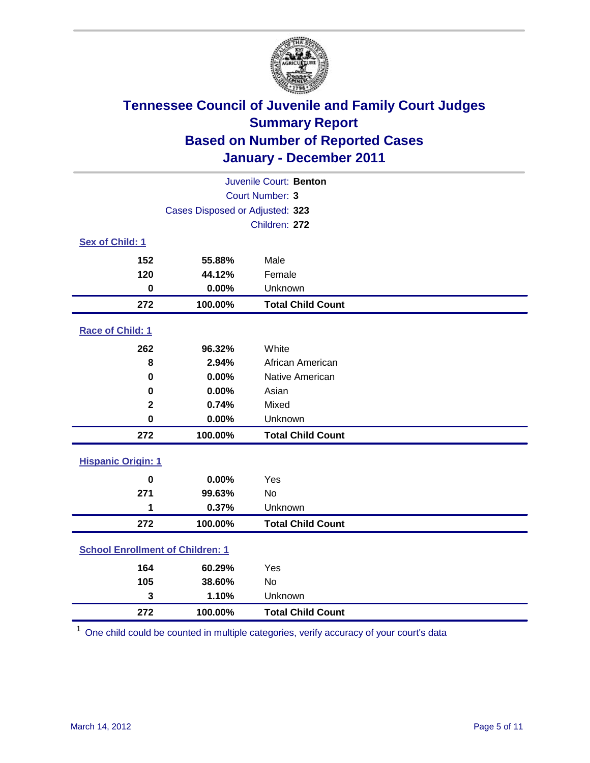# Tennessee Council of Juvenile and Family Court Judges
## Summary Report
## Based on Number of Reported Cases
## January - December 2011

Juvenile Court: **Benton**
Court Number: **3**
Cases Disposed or Adjusted: **323**
Children: **272**

### Sex of Child: 1

| | | |
|---|---|---|
| 152 | 55.88% | Male |
| 120 | 44.12% | Female |
| 0 | 0.00% | Unknown |
| **272** | **100.00%** | **Total Child Count** |

### Race of Child: 1

| | | |
|---|---|---|
| 262 | 96.32% | White |
| 8 | 2.94% | African American |
| 0 | 0.00% | Native American |
| 0 | 0.00% | Asian |
| 2 | 0.74% | Mixed |
| 0 | 0.00% | Unknown |
| **272** | **100.00%** | **Total Child Count** |

### Hispanic Origin: 1

| | | |
|---|---|---|
| 0 | 0.00% | Yes |
| 271 | 99.63% | No |
| 1 | 0.37% | Unknown |
| **272** | **100.00%** | **Total Child Count** |

### School Enrollment of Children: 1

| | | |
|---|---|---|
| 164 | 60.29% | Yes |
| 105 | 38.60% | No |
| 3 | 1.10% | Unknown |
| **272** | **100.00%** | **Total Child Count** |

[1] One child could be counted in multiple categories, verify accuracy of your court's data

March 14, 2012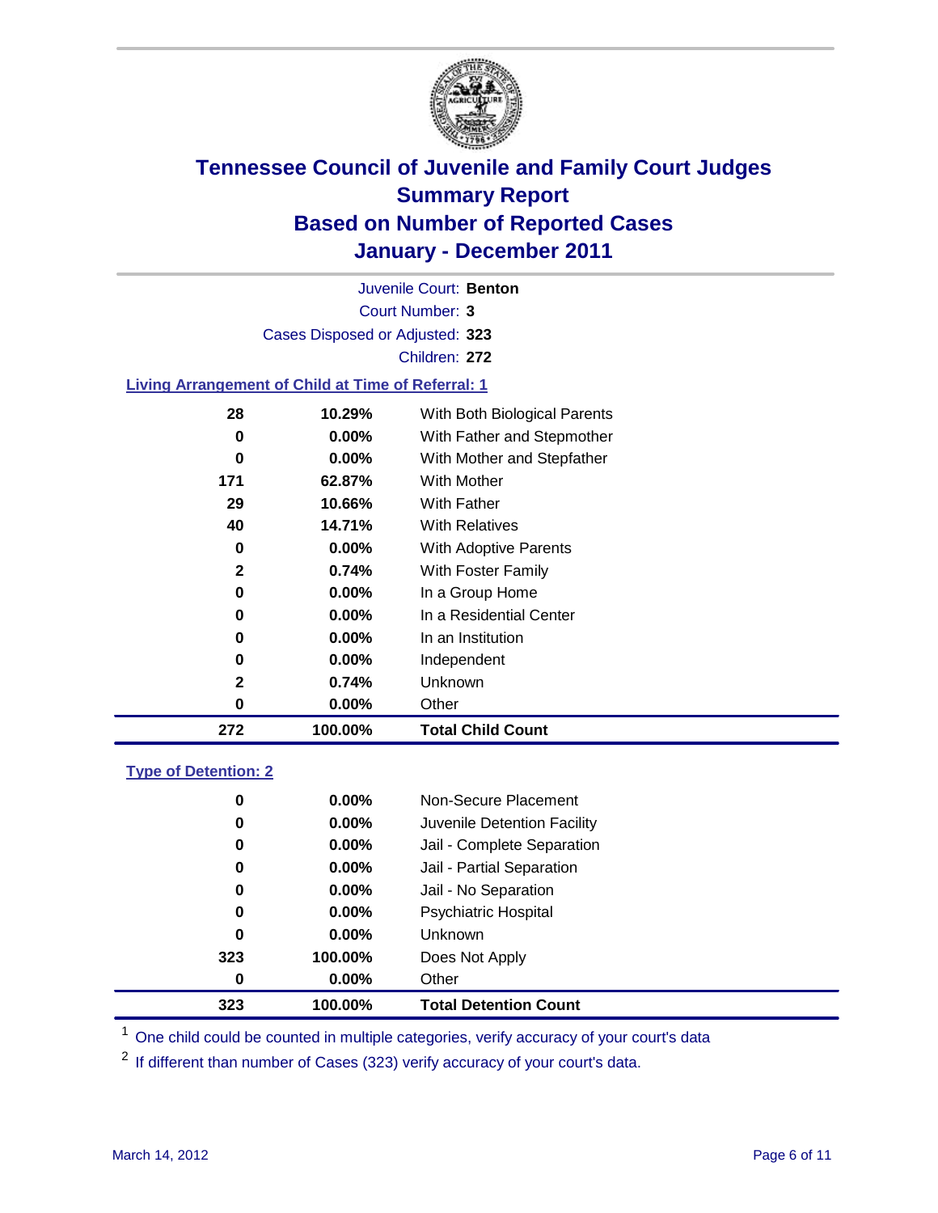# Tennessee Council of Juvenile and Family Court Judges
## Summary Report
## Based on Number of Reported Cases
## January - December 2011

Juvenile Court: **Benton**
Court Number: **3**
Cases Disposed or Adjusted: **323**
Children: **272**

### Living Arrangement of Child at Time of Referral: 1

| | | |
|---|---|---|
| 28 | 10.29% | With Both Biological Parents |
| 0 | 0.00% | With Father and Stepmother |
| 0 | 0.00% | With Mother and Stepfather |
| 171 | 62.87% | With Mother |
| 29 | 10.66% | With Father |
| 40 | 14.71% | With Relatives |
| 0 | 0.00% | With Adoptive Parents |
| 2 | 0.74% | With Foster Family |
| 0 | 0.00% | In a Group Home |
| 0 | 0.00% | In a Residential Center |
| 0 | 0.00% | In an Institution |
| 0 | 0.00% | Independent |
| 2 | 0.74% | Unknown |
| 0 | 0.00% | Other |
| **272** | **100.00%** | **Total Child Count** |

### Type of Detention: 2

| | | |
|---|---|---|
| 0 | 0.00% | Non-Secure Placement |
| 0 | 0.00% | Juvenile Detention Facility |
| 0 | 0.00% | Jail - Complete Separation |
| 0 | 0.00% | Jail - Partial Separation |
| 0 | 0.00% | Jail - No Separation |
| 0 | 0.00% | Psychiatric Hospital |
| 0 | 0.00% | Unknown |
| 323 | 100.00% | Does Not Apply |
| 0 | 0.00% | Other |
| **323** | **100.00%** | **Total Detention Count** |

[1] One child could be counted in multiple categories, verify accuracy of your court's data

[2] If different than number of Cases (323) verify accuracy of your court's data.

March 14, 2012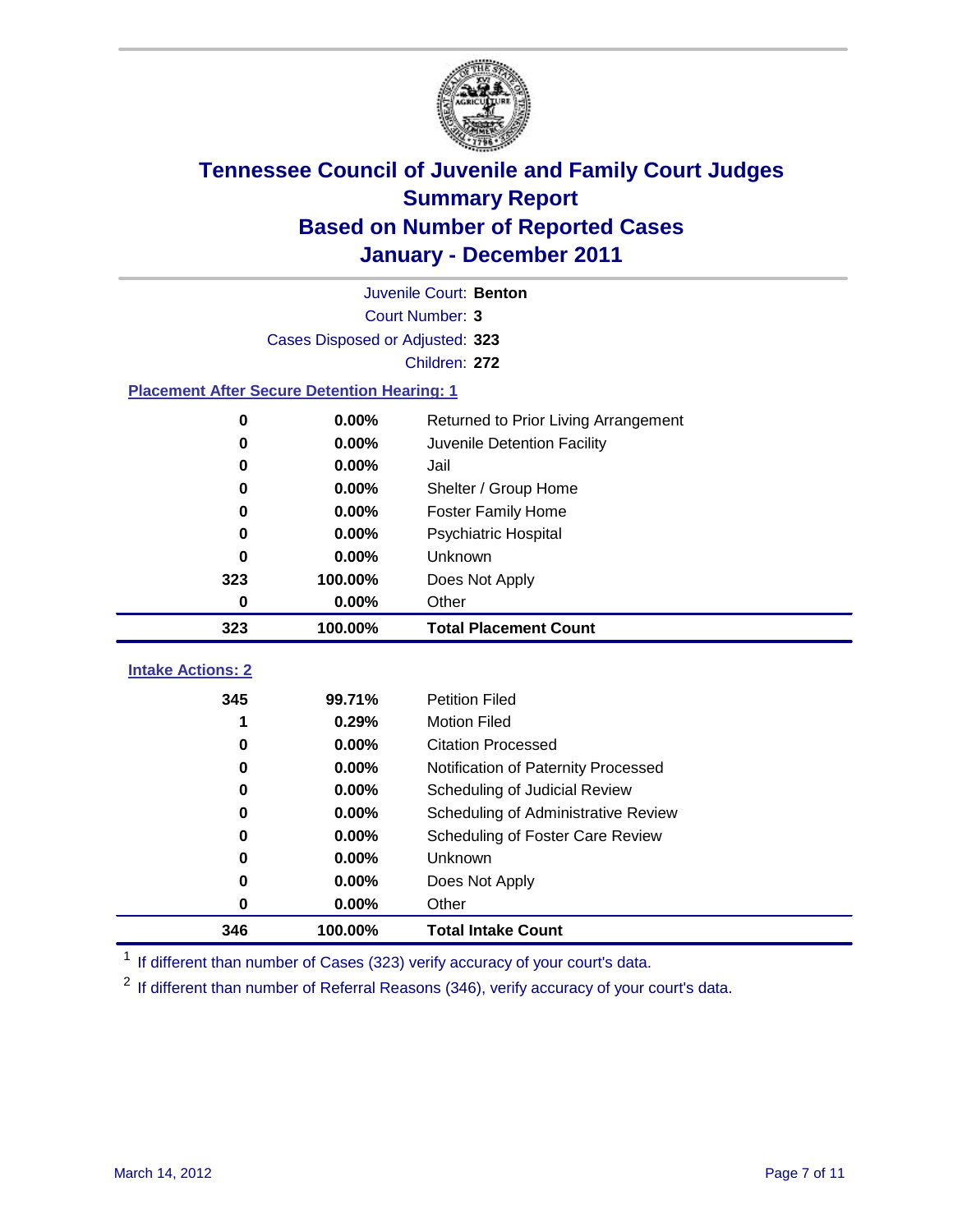# Tennessee Council of Juvenile and Family Court Judges
## Summary Report
## Based on Number of Reported Cases
## January - December 2011

Juvenile Court: **Benton**

Court Number: **3**

Cases Disposed or Adjusted: **323**

Children: **272**

### Placement After Secure Detention Hearing: 1

| Count | Percent | Placement |
|---|---|---|
| 0 | 0.00% | Returned to Prior Living Arrangement |
| 0 | 0.00% | Juvenile Detention Facility |
| 0 | 0.00% | Jail |
| 0 | 0.00% | Shelter / Group Home |
| 0 | 0.00% | Foster Family Home |
| 0 | 0.00% | Psychiatric Hospital |
| 0 | 0.00% | Unknown |
| 323 | 100.00% | Does Not Apply |
| 0 | 0.00% | Other |
| **323** | **100.00%** | **Total Placement Count** |

### Intake Actions: 2

| Count | Percent | Intake Action |
|---|---|---|
| 345 | 99.71% | Petition Filed |
| 1 | 0.29% | Motion Filed |
| 0 | 0.00% | Citation Processed |
| 0 | 0.00% | Notification of Paternity Processed |
| 0 | 0.00% | Scheduling of Judicial Review |
| 0 | 0.00% | Scheduling of Administrative Review |
| 0 | 0.00% | Scheduling of Foster Care Review |
| 0 | 0.00% | Unknown |
| 0 | 0.00% | Does Not Apply |
| 0 | 0.00% | Other |
| **346** | **100.00%** | **Total Intake Count** |

[1] If different than number of Cases (323) verify accuracy of your court's data.

[2] If different than number of Referral Reasons (346), verify accuracy of your court's data.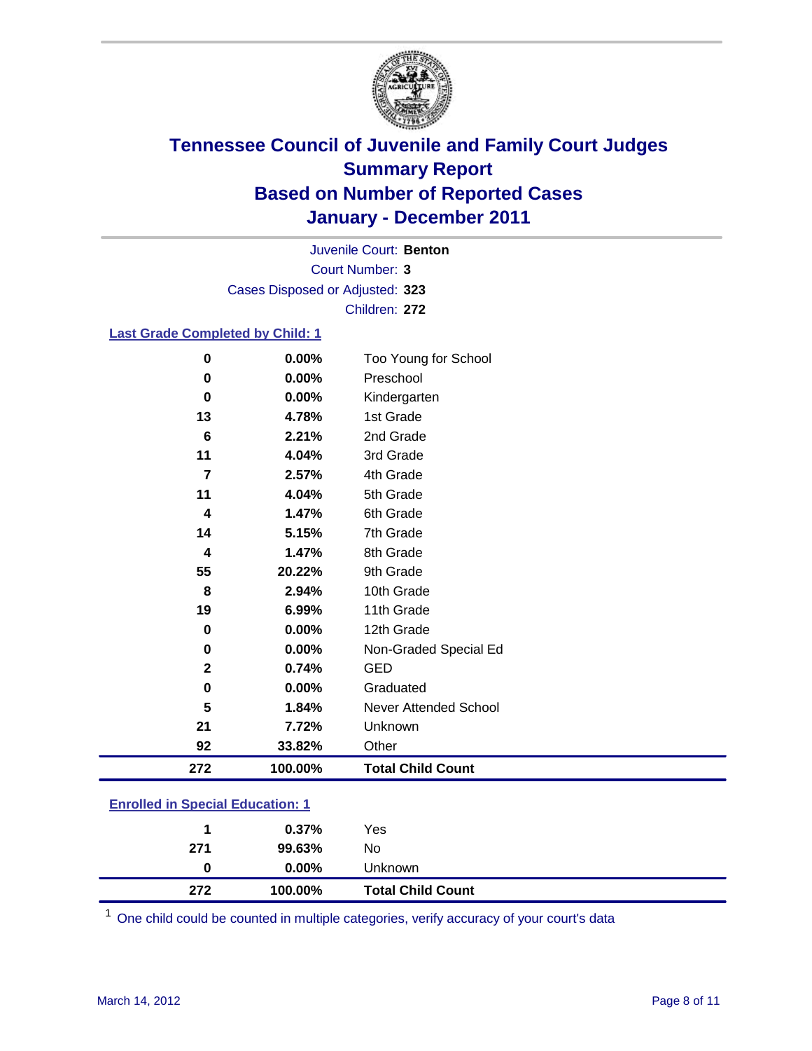# Tennessee Council of Juvenile and Family Court Judges
## Summary Report
## Based on Number of Reported Cases
## January - December 2011

Juvenile Court: **Benton**

Court Number: **3**

Cases Disposed or Adjusted: **323**

Children: **272**

### Last Grade Completed by Child: 1

| Count | Percent | Category |
|---|---|---|
| 0 | 0.00% | Too Young for School |
| 0 | 0.00% | Preschool |
| 0 | 0.00% | Kindergarten |
| 13 | 4.78% | 1st Grade |
| 6 | 2.21% | 2nd Grade |
| 11 | 4.04% | 3rd Grade |
| 7 | 2.57% | 4th Grade |
| 11 | 4.04% | 5th Grade |
| 4 | 1.47% | 6th Grade |
| 14 | 5.15% | 7th Grade |
| 4 | 1.47% | 8th Grade |
| 55 | 20.22% | 9th Grade |
| 8 | 2.94% | 10th Grade |
| 19 | 6.99% | 11th Grade |
| 0 | 0.00% | 12th Grade |
| 0 | 0.00% | Non-Graded Special Ed |
| 2 | 0.74% | GED |
| 0 | 0.00% | Graduated |
| 5 | 1.84% | Never Attended School |
| 21 | 7.72% | Unknown |
| 92 | 33.82% | Other |
| **272** | **100.00%** | **Total Child Count** |

### Enrolled in Special Education: 1

| Count | Percent | Category |
|---|---|---|
| 1 | 0.37% | Yes |
| 271 | 99.63% | No |
| 0 | 0.00% | Unknown |
| **272** | **100.00%** | **Total Child Count** |

[1] One child could be counted in multiple categories, verify accuracy of your court's data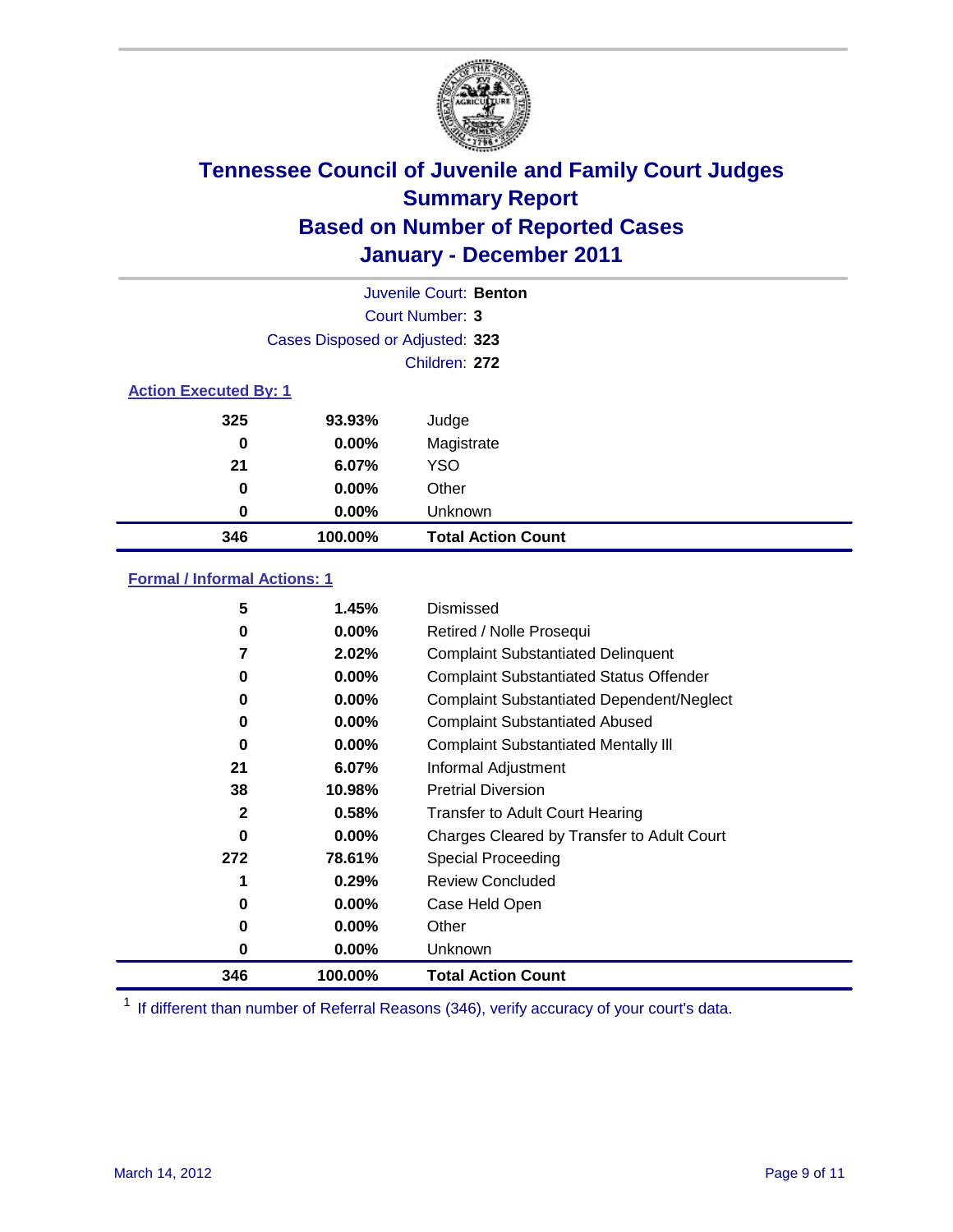# Tennessee Council of Juvenile and Family Court Judges
## Summary Report
## Based on Number of Reported Cases
## January - December 2011

Juvenile Court: **Benton**
Court Number: **3**
Cases Disposed or Adjusted: **323**
Children: **272**

### Action Executed By: 1

| | | |
|---|---|---|
| 325 | 93.93% | Judge |
| 0 | 0.00% | Magistrate |
| 21 | 6.07% | YSO |
| 0 | 0.00% | Other |
| 0 | 0.00% | Unknown |
| **346** | **100.00%** | **Total Action Count** |

### Formal / Informal Actions: 1

| | | |
|---|---|---|
| 5 | 1.45% | Dismissed |
| 0 | 0.00% | Retired / Nolle Prosequi |
| 7 | 2.02% | Complaint Substantiated Delinquent |
| 0 | 0.00% | Complaint Substantiated Status Offender |
| 0 | 0.00% | Complaint Substantiated Dependent/Neglect |
| 0 | 0.00% | Complaint Substantiated Abused |
| 0 | 0.00% | Complaint Substantiated Mentally Ill |
| 21 | 6.07% | Informal Adjustment |
| 38 | 10.98% | Pretrial Diversion |
| 2 | 0.58% | Transfer to Adult Court Hearing |
| 0 | 0.00% | Charges Cleared by Transfer to Adult Court |
| 272 | 78.61% | Special Proceeding |
| 1 | 0.29% | Review Concluded |
| 0 | 0.00% | Case Held Open |
| 0 | 0.00% | Other |
| 0 | 0.00% | Unknown |
| **346** | **100.00%** | **Total Action Count** |

[1] If different than number of Referral Reasons (346), verify accuracy of your court's data.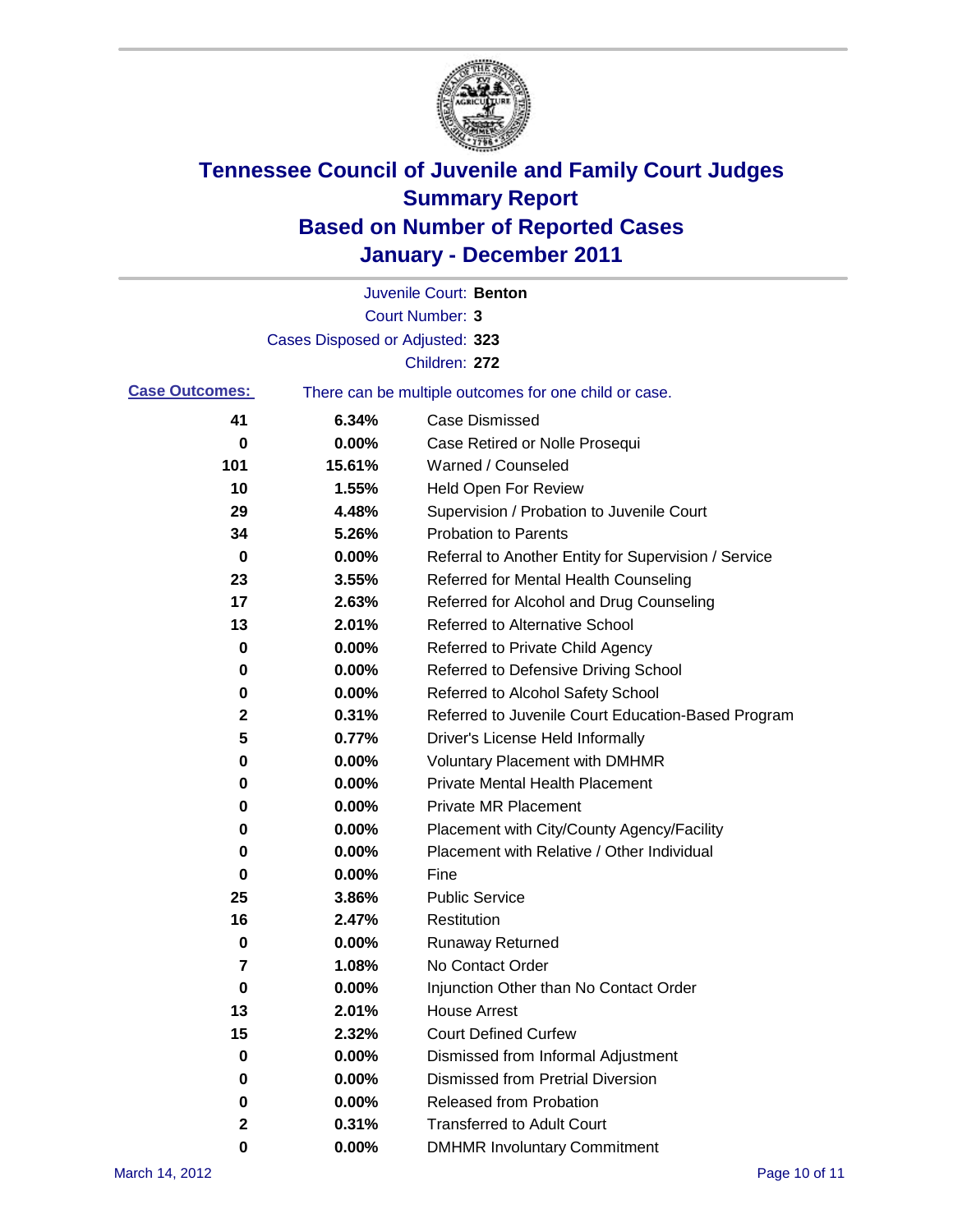# Tennessee Council of Juvenile and Family Court Judges
## Summary Report
## Based on Number of Reported Cases
## January - December 2011

Juvenile Court: **Benton**

Court Number: **3**

Cases Disposed or Adjusted: **323**

Children: **272**

**Case Outcomes:** There can be multiple outcomes for one child or case.

| | | |
|---|---|---|
| **41** | **6.34%** | Case Dismissed |
| **0** | **0.00%** | Case Retired or Nolle Prosequi |
| **101** | **15.61%** | Warned / Counseled |
| **10** | **1.55%** | Held Open For Review |
| **29** | **4.48%** | Supervision / Probation to Juvenile Court |
| **34** | **5.26%** | Probation to Parents |
| **0** | **0.00%** | Referral to Another Entity for Supervision / Service |
| **23** | **3.55%** | Referred for Mental Health Counseling |
| **17** | **2.63%** | Referred for Alcohol and Drug Counseling |
| **13** | **2.01%** | Referred to Alternative School |
| **0** | **0.00%** | Referred to Private Child Agency |
| **0** | **0.00%** | Referred to Defensive Driving School |
| **0** | **0.00%** | Referred to Alcohol Safety School |
| **2** | **0.31%** | Referred to Juvenile Court Education-Based Program |
| **5** | **0.77%** | Driver's License Held Informally |
| **0** | **0.00%** | Voluntary Placement with DMHMR |
| **0** | **0.00%** | Private Mental Health Placement |
| **0** | **0.00%** | Private MR Placement |
| **0** | **0.00%** | Placement with City/County Agency/Facility |
| **0** | **0.00%** | Placement with Relative / Other Individual |
| **0** | **0.00%** | Fine |
| **25** | **3.86%** | Public Service |
| **16** | **2.47%** | Restitution |
| **0** | **0.00%** | Runaway Returned |
| **7** | **1.08%** | No Contact Order |
| **0** | **0.00%** | Injunction Other than No Contact Order |
| **13** | **2.01%** | House Arrest |
| **15** | **2.32%** | Court Defined Curfew |
| **0** | **0.00%** | Dismissed from Informal Adjustment |
| **0** | **0.00%** | Dismissed from Pretrial Diversion |
| **0** | **0.00%** | Released from Probation |
| **2** | **0.31%** | Transferred to Adult Court |
| **0** | **0.00%** | DMHMR Involuntary Commitment |

March 14, 2012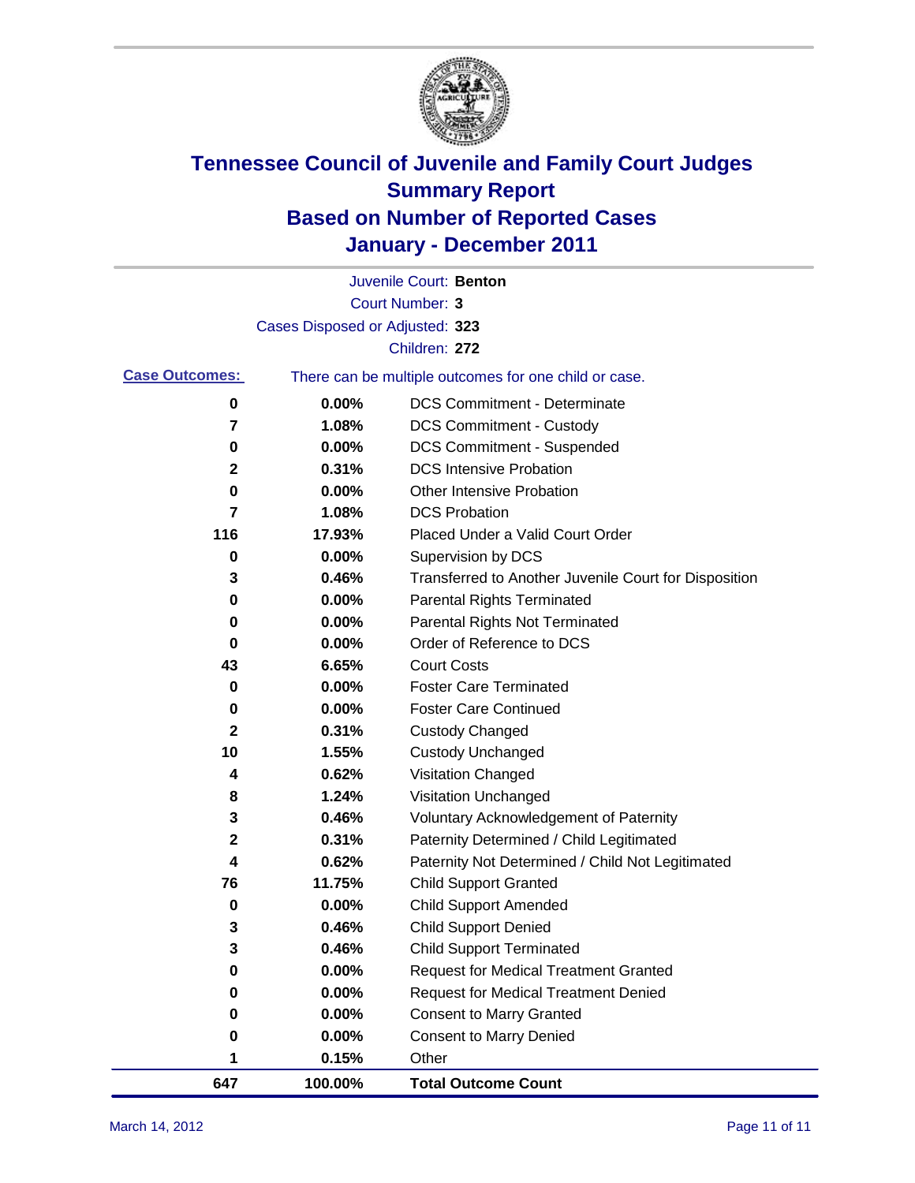# Tennessee Council of Juvenile and Family Court Judges
## Summary Report
## Based on Number of Reported Cases
## January - December 2011

Juvenile Court: **Benton**
Court Number: **3**
Cases Disposed or Adjusted: **323**
Children: **272**

**Case Outcomes:** There can be multiple outcomes for one child or case.

| | | |
|---|---|---|
| 0 | 0.00% | DCS Commitment - Determinate |
| 7 | 1.08% | DCS Commitment - Custody |
| 0 | 0.00% | DCS Commitment - Suspended |
| 2 | 0.31% | DCS Intensive Probation |
| 0 | 0.00% | Other Intensive Probation |
| 7 | 1.08% | DCS Probation |
| 116 | 17.93% | Placed Under a Valid Court Order |
| 0 | 0.00% | Supervision by DCS |
| 3 | 0.46% | Transferred to Another Juvenile Court for Disposition |
| 0 | 0.00% | Parental Rights Terminated |
| 0 | 0.00% | Parental Rights Not Terminated |
| 0 | 0.00% | Order of Reference to DCS |
| 43 | 6.65% | Court Costs |
| 0 | 0.00% | Foster Care Terminated |
| 0 | 0.00% | Foster Care Continued |
| 2 | 0.31% | Custody Changed |
| 10 | 1.55% | Custody Unchanged |
| 4 | 0.62% | Visitation Changed |
| 8 | 1.24% | Visitation Unchanged |
| 3 | 0.46% | Voluntary Acknowledgement of Paternity |
| 2 | 0.31% | Paternity Determined / Child Legitimated |
| 4 | 0.62% | Paternity Not Determined / Child Not Legitimated |
| 76 | 11.75% | Child Support Granted |
| 0 | 0.00% | Child Support Amended |
| 3 | 0.46% | Child Support Denied |
| 3 | 0.46% | Child Support Terminated |
| 0 | 0.00% | Request for Medical Treatment Granted |
| 0 | 0.00% | Request for Medical Treatment Denied |
| 0 | 0.00% | Consent to Marry Granted |
| 0 | 0.00% | Consent to Marry Denied |
| 1 | 0.15% | Other |
| **647** | **100.00%** | **Total Outcome Count** |

March 14, 2012